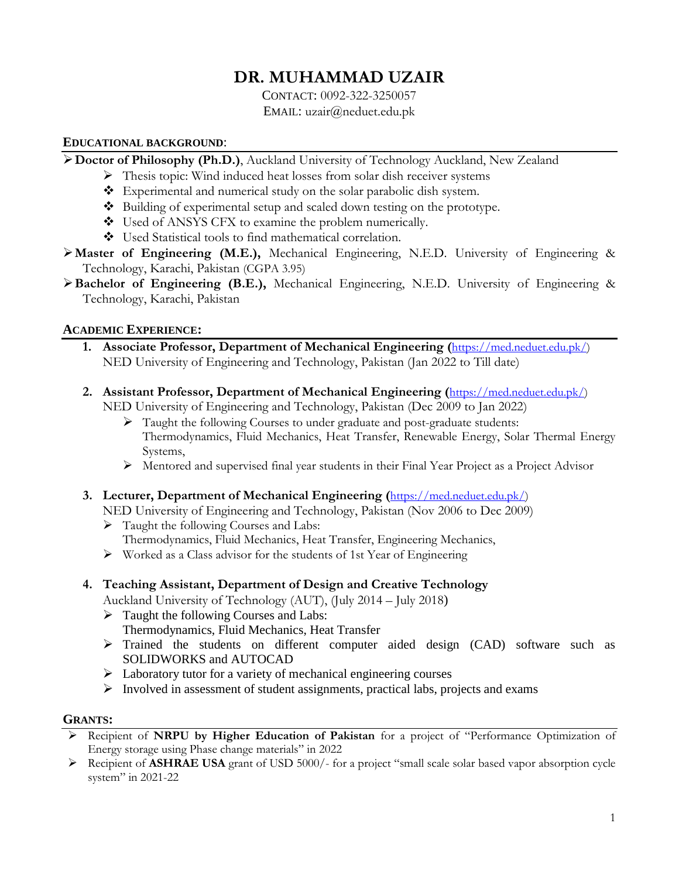# DR. MUHAMMAD UZAIR

CONTACT: 0092-322-3250057

EMAIL: uzair@neduet.edu.pk

## EDUCATIONAL BACKGROUND:

- **Doctor of Philosophy (Ph.D.)**, Auckland University of Technology Auckland, New Zealand
  - Thesis topic: Wind induced heat losses from solar dish receiver systems
  - Experimental and numerical study on the solar parabolic dish system.
  - Building of experimental setup and scaled down testing on the prototype.
  - Used of ANSYS CFX to examine the problem numerically.
  - Used Statistical tools to find mathematical correlation.
- **Master of Engineering (M.E.),** Mechanical Engineering, N.E.D. University of Engineering & Technology, Karachi, Pakistan (CGPA 3.95)
- **Bachelor of Engineering (B.E.),** Mechanical Engineering, N.E.D. University of Engineering & Technology, Karachi, Pakistan

## ACADEMIC EXPERIENCE:

1. **Associate Professor, Department of Mechanical Engineering (**https://med.neduet.edu.pk/)
   NED University of Engineering and Technology, Pakistan (Jan 2022 to Till date)

2. **Assistant Professor, Department of Mechanical Engineering (**https://med.neduet.edu.pk/)
   NED University of Engineering and Technology, Pakistan (Dec 2009 to Jan 2022)
   - Taught the following Courses to under graduate and post-graduate students:
     Thermodynamics, Fluid Mechanics, Heat Transfer, Renewable Energy, Solar Thermal Energy Systems,
   - Mentored and supervised final year students in their Final Year Project as a Project Advisor

3. **Lecturer, Department of Mechanical Engineering (**https://med.neduet.edu.pk/)
   NED University of Engineering and Technology, Pakistan (Nov 2006 to Dec 2009)
   - Taught the following Courses and Labs:
     Thermodynamics, Fluid Mechanics, Heat Transfer, Engineering Mechanics,
   - Worked as a Class advisor for the students of 1st Year of Engineering

4. **Teaching Assistant, Department of Design and Creative Technology**
   Auckland University of Technology (AUT), (July 2014 – July 2018)
   - Taught the following Courses and Labs:
     Thermodynamics, Fluid Mechanics, Heat Transfer
   - Trained the students on different computer aided design (CAD) software such as SOLIDWORKS and AUTOCAD
   - Laboratory tutor for a variety of mechanical engineering courses
   - Involved in assessment of student assignments, practical labs, projects and exams

## GRANTS:

- Recipient of **NRPU by Higher Education of Pakistan** for a project of "Performance Optimization of Energy storage using Phase change materials" in 2022
- Recipient of **ASHRAE USA** grant of USD 5000/- for a project "small scale solar based vapor absorption cycle system" in 2021-22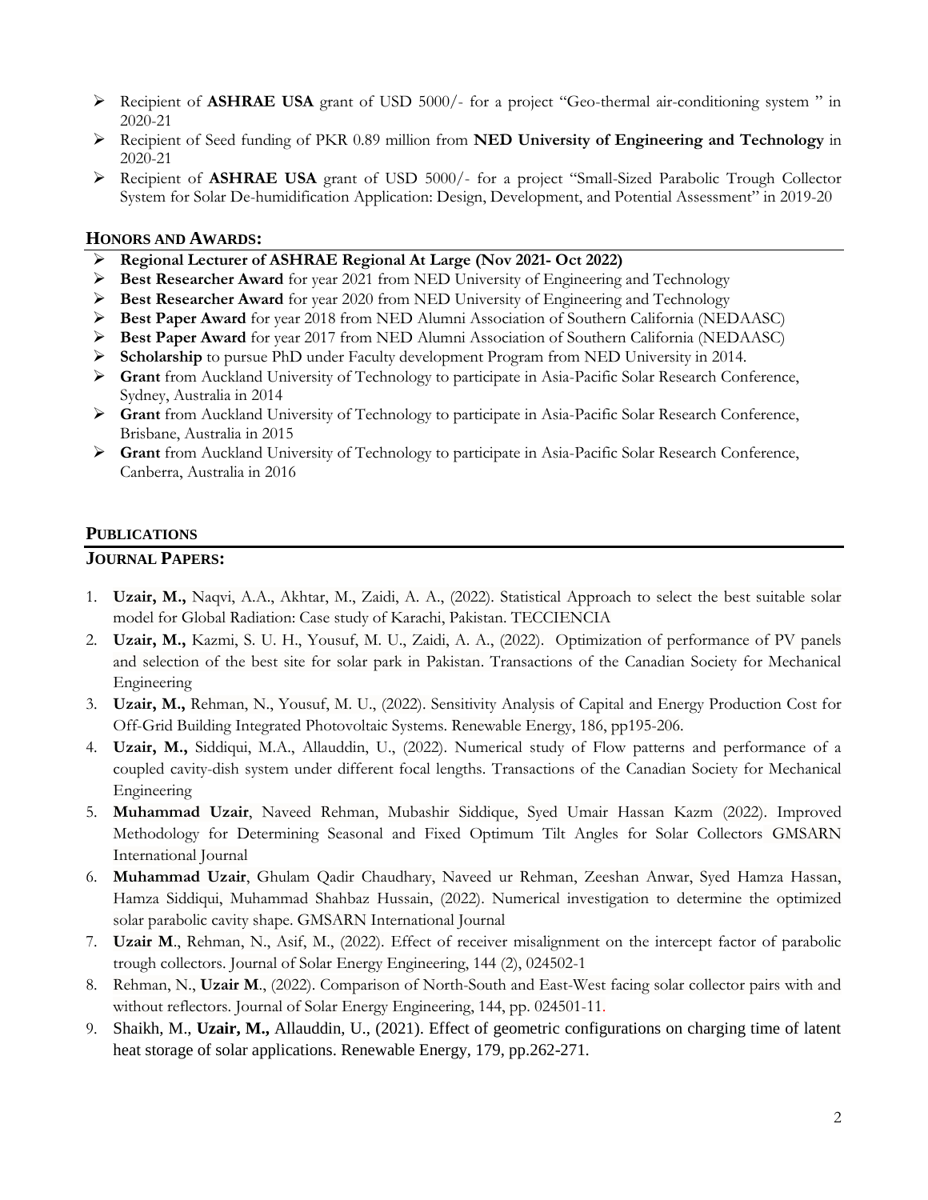- Recipient of **ASHRAE USA** grant of USD 5000/- for a project "Geo-thermal air-conditioning system " in 2020-21
- Recipient of Seed funding of PKR 0.89 million from **NED University of Engineering and Technology** in 2020-21
- Recipient of **ASHRAE USA** grant of USD 5000/- for a project "Small-Sized Parabolic Trough Collector System for Solar De-humidification Application: Design, Development, and Potential Assessment" in 2019-20

## HONORS AND AWARDS:

- **Regional Lecturer of ASHRAE Regional At Large (Nov 2021- Oct 2022)**
- **Best Researcher Award** for year 2021 from NED University of Engineering and Technology
- **Best Researcher Award** for year 2020 from NED University of Engineering and Technology
- **Best Paper Award** for year 2018 from NED Alumni Association of Southern California (NEDAASC)
- **Best Paper Award** for year 2017 from NED Alumni Association of Southern California (NEDAASC)
- **Scholarship** to pursue PhD under Faculty development Program from NED University in 2014.
- **Grant** from Auckland University of Technology to participate in Asia-Pacific Solar Research Conference, Sydney, Australia in 2014
- **Grant** from Auckland University of Technology to participate in Asia-Pacific Solar Research Conference, Brisbane, Australia in 2015
- **Grant** from Auckland University of Technology to participate in Asia-Pacific Solar Research Conference, Canberra, Australia in 2016

## PUBLICATIONS

### JOURNAL PAPERS:

1. **Uzair, M.,** Naqvi, A.A., Akhtar, M., Zaidi, A. A., (2022). Statistical Approach to select the best suitable solar model for Global Radiation: Case study of Karachi, Pakistan. TECCIENCIA
2. **Uzair, M.,** Kazmi, S. U. H., Yousuf, M. U., Zaidi, A. A., (2022). Optimization of performance of PV panels and selection of the best site for solar park in Pakistan. Transactions of the Canadian Society for Mechanical Engineering
3. **Uzair, M.,** Rehman, N., Yousuf, M. U., (2022). Sensitivity Analysis of Capital and Energy Production Cost for Off-Grid Building Integrated Photovoltaic Systems. Renewable Energy, 186, pp195-206.
4. **Uzair, M.,** Siddiqui, M.A., Allauddin, U., (2022). Numerical study of Flow patterns and performance of a coupled cavity-dish system under different focal lengths. Transactions of the Canadian Society for Mechanical Engineering
5. **Muhammad Uzair**, Naveed Rehman, Mubashir Siddique, Syed Umair Hassan Kazm (2022). Improved Methodology for Determining Seasonal and Fixed Optimum Tilt Angles for Solar Collectors GMSARN International Journal
6. **Muhammad Uzair**, Ghulam Qadir Chaudhary, Naveed ur Rehman, Zeeshan Anwar, Syed Hamza Hassan, Hamza Siddiqui, Muhammad Shahbaz Hussain, (2022). Numerical investigation to determine the optimized solar parabolic cavity shape. GMSARN International Journal
7. **Uzair M**., Rehman, N., Asif, M., (2022). Effect of receiver misalignment on the intercept factor of parabolic trough collectors. Journal of Solar Energy Engineering, 144 (2), 024502-1
8. Rehman, N., **Uzair M**., (2022). Comparison of North-South and East-West facing solar collector pairs with and without reflectors. Journal of Solar Energy Engineering, 144, pp. 024501-11.
9. Shaikh, M., **Uzair, M.,** Allauddin, U., (2021). Effect of geometric configurations on charging time of latent heat storage of solar applications. Renewable Energy, 179, pp.262-271.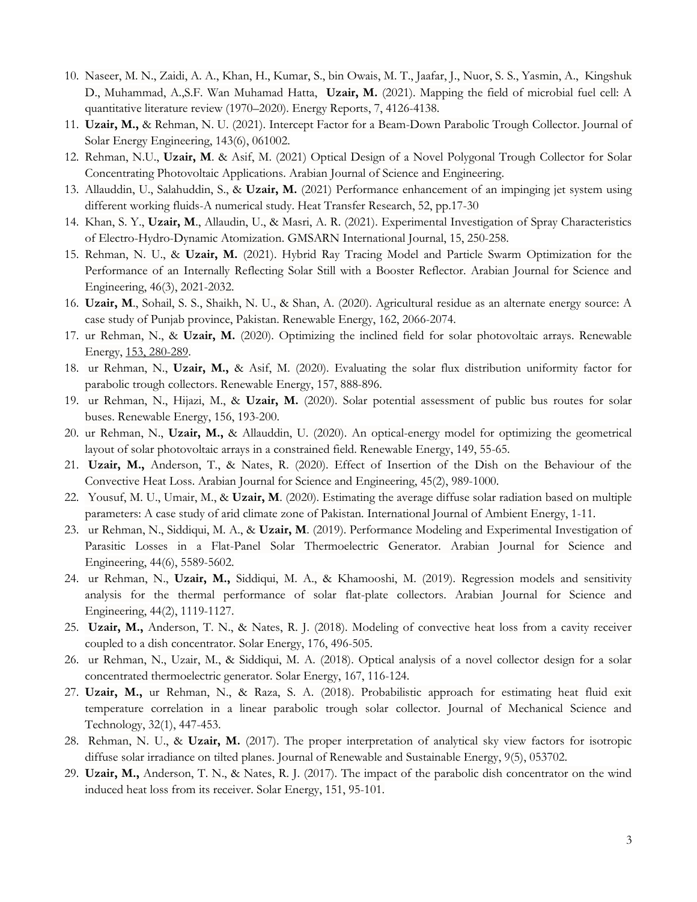10. Naseer, M. N., Zaidi, A. A., Khan, H., Kumar, S., bin Owais, M. T., Jaafar, J., Nuor, S. S., Yasmin, A., Kingshuk D., Muhammad, A.,S.F. Wan Muhamad Hatta, **Uzair, M.** (2021). Mapping the field of microbial fuel cell: A quantitative literature review (1970–2020). Energy Reports, 7, 4126-4138.
11. **Uzair, M.,** & Rehman, N. U. (2021). Intercept Factor for a Beam-Down Parabolic Trough Collector. Journal of Solar Energy Engineering, 143(6), 061002.
12. Rehman, N.U., **Uzair, M**. & Asif, M. (2021) Optical Design of a Novel Polygonal Trough Collector for Solar Concentrating Photovoltaic Applications. Arabian Journal of Science and Engineering.
13. Allauddin, U., Salahuddin, S., & **Uzair, M.** (2021) Performance enhancement of an impinging jet system using different working fluids-A numerical study. Heat Transfer Research, 52, pp.17-30
14. Khan, S. Y., **Uzair, M**., Allaudin, U., & Masri, A. R. (2021). Experimental Investigation of Spray Characteristics of Electro-Hydro-Dynamic Atomization. GMSARN International Journal, 15, 250-258.
15. Rehman, N. U., & **Uzair, M.** (2021). Hybrid Ray Tracing Model and Particle Swarm Optimization for the Performance of an Internally Reflecting Solar Still with a Booster Reflector. Arabian Journal for Science and Engineering, 46(3), 2021-2032.
16. **Uzair, M**., Sohail, S. S., Shaikh, N. U., & Shan, A. (2020). Agricultural residue as an alternate energy source: A case study of Punjab province, Pakistan. Renewable Energy, 162, 2066-2074.
17. ur Rehman, N., & **Uzair, M.** (2020). Optimizing the inclined field for solar photovoltaic arrays. Renewable Energy, 153, 280-289.
18. ur Rehman, N., **Uzair, M.,** & Asif, M. (2020). Evaluating the solar flux distribution uniformity factor for parabolic trough collectors. Renewable Energy, 157, 888-896.
19. ur Rehman, N., Hijazi, M., & **Uzair, M.** (2020). Solar potential assessment of public bus routes for solar buses. Renewable Energy, 156, 193-200.
20. ur Rehman, N., **Uzair, M.,** & Allauddin, U. (2020). An optical-energy model for optimizing the geometrical layout of solar photovoltaic arrays in a constrained field. Renewable Energy, 149, 55-65.
21. **Uzair, M.,** Anderson, T., & Nates, R. (2020). Effect of Insertion of the Dish on the Behaviour of the Convective Heat Loss. Arabian Journal for Science and Engineering, 45(2), 989-1000.
22. Yousuf, M. U., Umair, M., & **Uzair, M**. (2020). Estimating the average diffuse solar radiation based on multiple parameters: A case study of arid climate zone of Pakistan. International Journal of Ambient Energy, 1-11.
23. ur Rehman, N., Siddiqui, M. A., & **Uzair, M**. (2019). Performance Modeling and Experimental Investigation of Parasitic Losses in a Flat-Panel Solar Thermoelectric Generator. Arabian Journal for Science and Engineering, 44(6), 5589-5602.
24. ur Rehman, N., **Uzair, M.,** Siddiqui, M. A., & Khamooshi, M. (2019). Regression models and sensitivity analysis for the thermal performance of solar flat-plate collectors. Arabian Journal for Science and Engineering, 44(2), 1119-1127.
25. **Uzair, M.,** Anderson, T. N., & Nates, R. J. (2018). Modeling of convective heat loss from a cavity receiver coupled to a dish concentrator. Solar Energy, 176, 496-505.
26. ur Rehman, N., Uzair, M., & Siddiqui, M. A. (2018). Optical analysis of a novel collector design for a solar concentrated thermoelectric generator. Solar Energy, 167, 116-124.
27. **Uzair, M.,** ur Rehman, N., & Raza, S. A. (2018). Probabilistic approach for estimating heat fluid exit temperature correlation in a linear parabolic trough solar collector. Journal of Mechanical Science and Technology, 32(1), 447-453.
28. Rehman, N. U., & **Uzair, M.** (2017). The proper interpretation of analytical sky view factors for isotropic diffuse solar irradiance on tilted planes. Journal of Renewable and Sustainable Energy, 9(5), 053702.
29. **Uzair, M.,** Anderson, T. N., & Nates, R. J. (2017). The impact of the parabolic dish concentrator on the wind induced heat loss from its receiver. Solar Energy, 151, 95-101.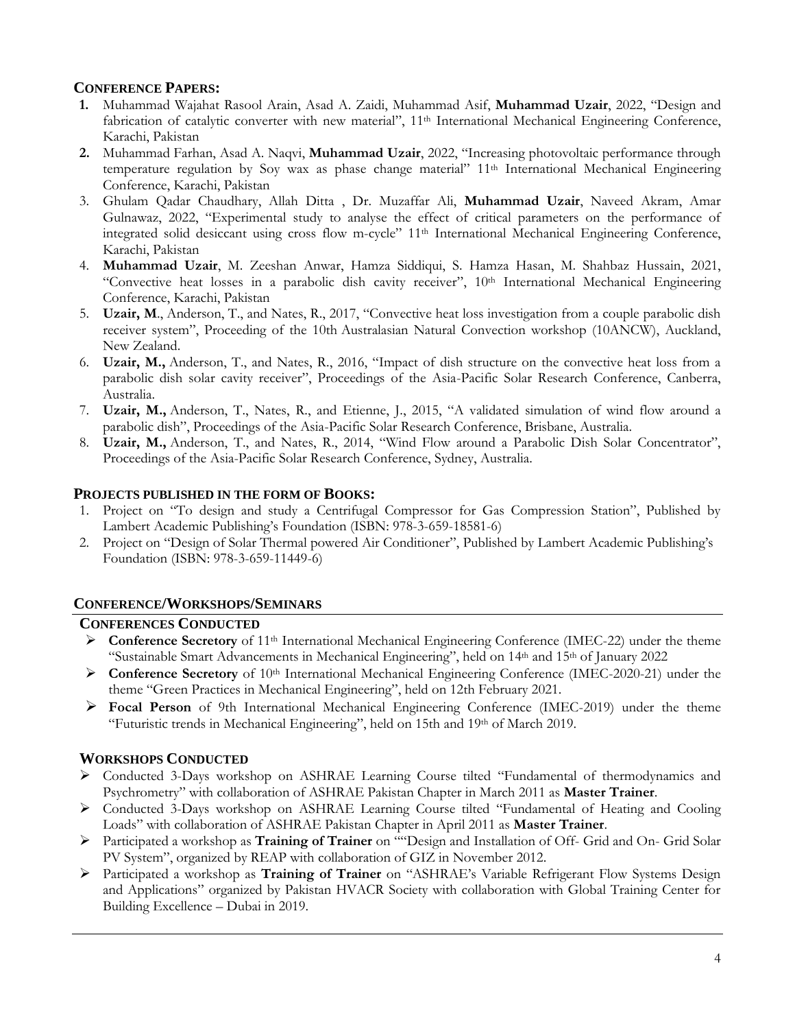## CONFERENCE PAPERS:

1. Muhammad Wajahat Rasool Arain, Asad A. Zaidi, Muhammad Asif, **Muhammad Uzair**, 2022, "Design and fabrication of catalytic converter with new material", 11th International Mechanical Engineering Conference, Karachi, Pakistan
2. Muhammad Farhan, Asad A. Naqvi, **Muhammad Uzair**, 2022, "Increasing photovoltaic performance through temperature regulation by Soy wax as phase change material" 11th International Mechanical Engineering Conference, Karachi, Pakistan
3. Ghulam Qadar Chaudhary, Allah Ditta , Dr. Muzaffar Ali, **Muhammad Uzair**, Naveed Akram, Amar Gulnawaz, 2022, "Experimental study to analyse the effect of critical parameters on the performance of integrated solid desiccant using cross flow m-cycle" 11th International Mechanical Engineering Conference, Karachi, Pakistan
4. **Muhammad Uzair**, M. Zeeshan Anwar, Hamza Siddiqui, S. Hamza Hasan, M. Shahbaz Hussain, 2021, "Convective heat losses in a parabolic dish cavity receiver", 10th International Mechanical Engineering Conference, Karachi, Pakistan
5. **Uzair, M**., Anderson, T., and Nates, R., 2017, "Convective heat loss investigation from a couple parabolic dish receiver system", Proceeding of the 10th Australasian Natural Convection workshop (10ANCW), Auckland, New Zealand.
6. **Uzair, M.,** Anderson, T., and Nates, R., 2016, "Impact of dish structure on the convective heat loss from a parabolic dish solar cavity receiver", Proceedings of the Asia-Pacific Solar Research Conference, Canberra, Australia.
7. **Uzair, M.,** Anderson, T., Nates, R., and Etienne, J., 2015, "A validated simulation of wind flow around a parabolic dish", Proceedings of the Asia-Pacific Solar Research Conference, Brisbane, Australia.
8. **Uzair, M.,** Anderson, T., and Nates, R., 2014, "Wind Flow around a Parabolic Dish Solar Concentrator", Proceedings of the Asia-Pacific Solar Research Conference, Sydney, Australia.

## PROJECTS PUBLISHED IN THE FORM OF BOOKS:

1. Project on "To design and study a Centrifugal Compressor for Gas Compression Station", Published by Lambert Academic Publishing's Foundation (ISBN: 978-3-659-18581-6)
2. Project on "Design of Solar Thermal powered Air Conditioner", Published by Lambert Academic Publishing's Foundation (ISBN: 978-3-659-11449-6)

## CONFERENCE/WORKSHOPS/SEMINARS

### CONFERENCES CONDUCTED

- **Conference Secretory** of 11th International Mechanical Engineering Conference (IMEC-22) under the theme "Sustainable Smart Advancements in Mechanical Engineering", held on 14th and 15th of January 2022
- **Conference Secretory** of 10th International Mechanical Engineering Conference (IMEC-2020-21) under the theme "Green Practices in Mechanical Engineering", held on 12th February 2021.
- **Focal Person** of 9th International Mechanical Engineering Conference (IMEC-2019) under the theme "Futuristic trends in Mechanical Engineering", held on 15th and 19th of March 2019.

### WORKSHOPS CONDUCTED

- Conducted 3-Days workshop on ASHRAE Learning Course tilted "Fundamental of thermodynamics and Psychrometry" with collaboration of ASHRAE Pakistan Chapter in March 2011 as **Master Trainer**.
- Conducted 3-Days workshop on ASHRAE Learning Course tilted "Fundamental of Heating and Cooling Loads" with collaboration of ASHRAE Pakistan Chapter in April 2011 as **Master Trainer**.
- Participated a workshop as **Training of Trainer** on ""Design and Installation of Off- Grid and On- Grid Solar PV System", organized by REAP with collaboration of GIZ in November 2012.
- Participated a workshop as **Training of Trainer** on "ASHRAE's Variable Refrigerant Flow Systems Design and Applications" organized by Pakistan HVACR Society with collaboration with Global Training Center for Building Excellence – Dubai in 2019.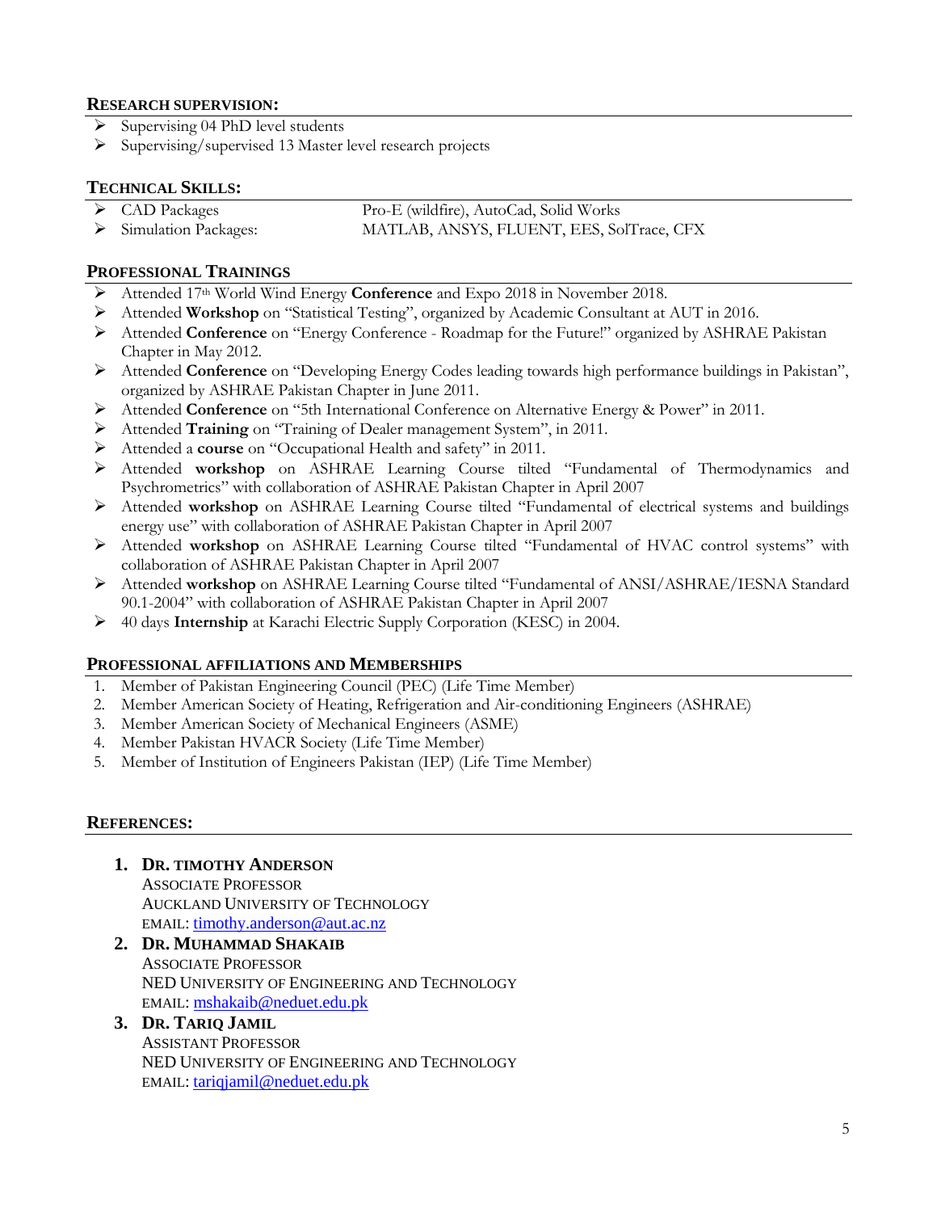## RESEARCH SUPERVISION:

- Supervising 04 PhD level students
- Supervising/supervised 13 Master level research projects

## TECHNICAL SKILLS:

| | |
|---|---|
| CAD Packages | Pro-E (wildfire), AutoCad, Solid Works |
| Simulation Packages: | MATLAB, ANSYS, FLUENT, EES, SolTrace, CFX |

## PROFESSIONAL TRAININGS

- Attended 17th World Wind Energy **Conference** and Expo 2018 in November 2018.
- Attended **Workshop** on "Statistical Testing", organized by Academic Consultant at AUT in 2016.
- Attended **Conference** on "Energy Conference - Roadmap for the Future!" organized by ASHRAE Pakistan Chapter in May 2012.
- Attended **Conference** on "Developing Energy Codes leading towards high performance buildings in Pakistan", organized by ASHRAE Pakistan Chapter in June 2011.
- Attended **Conference** on "5th International Conference on Alternative Energy & Power" in 2011.
- Attended **Training** on "Training of Dealer management System", in 2011.
- Attended a **course** on "Occupational Health and safety" in 2011.
- Attended **workshop** on ASHRAE Learning Course tilted "Fundamental of Thermodynamics and Psychrometrics" with collaboration of ASHRAE Pakistan Chapter in April 2007
- Attended **workshop** on ASHRAE Learning Course tilted "Fundamental of electrical systems and buildings energy use" with collaboration of ASHRAE Pakistan Chapter in April 2007
- Attended **workshop** on ASHRAE Learning Course tilted "Fundamental of HVAC control systems" with collaboration of ASHRAE Pakistan Chapter in April 2007
- Attended **workshop** on ASHRAE Learning Course tilted "Fundamental of ANSI/ASHRAE/IESNA Standard 90.1-2004" with collaboration of ASHRAE Pakistan Chapter in April 2007
- 40 days **Internship** at Karachi Electric Supply Corporation (KESC) in 2004.

## PROFESSIONAL AFFILIATIONS AND MEMBERSHIPS

1. Member of Pakistan Engineering Council (PEC) (Life Time Member)
2. Member American Society of Heating, Refrigeration and Air-conditioning Engineers (ASHRAE)
3. Member American Society of Mechanical Engineers (ASME)
4. Member Pakistan HVACR Society (Life Time Member)
5. Member of Institution of Engineers Pakistan (IEP) (Life Time Member)

## REFERENCES:

1. **DR. TIMOTHY ANDERSON**
   ASSOCIATE PROFESSOR
   AUCKLAND UNIVERSITY OF TECHNOLOGY
   EMAIL: timothy.anderson@aut.ac.nz
2. **DR. MUHAMMAD SHAKAIB**
   ASSOCIATE PROFESSOR
   NED UNIVERSITY OF ENGINEERING AND TECHNOLOGY
   EMAIL: mshakaib@neduet.edu.pk
3. **DR. TARIQ JAMIL**
   ASSISTANT PROFESSOR
   NED UNIVERSITY OF ENGINEERING AND TECHNOLOGY
   EMAIL: tariqjamil@neduet.edu.pk